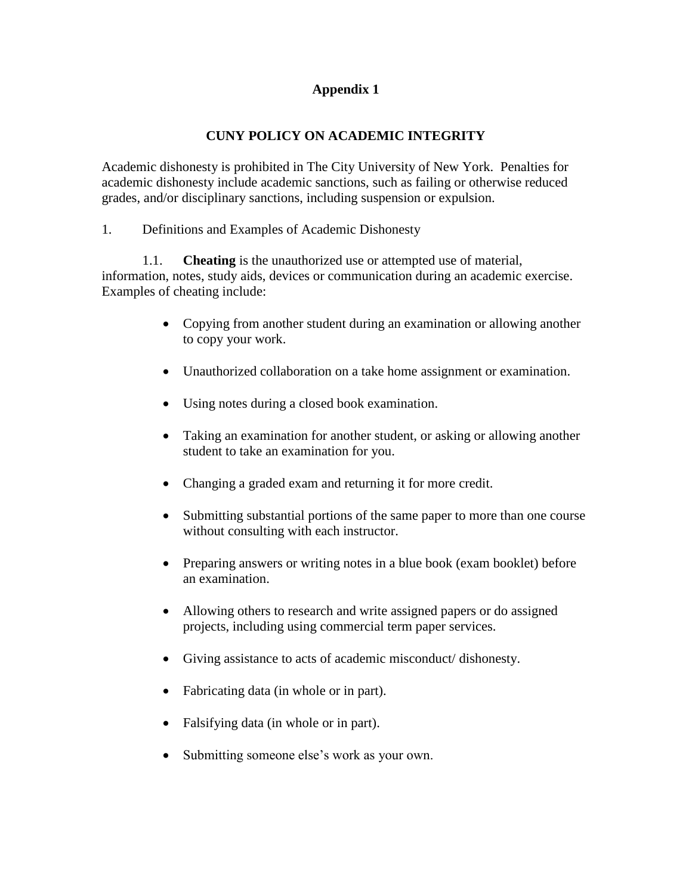# Appendix 1

## CUNY POLICY ON ACADEMIC INTEGRITY

Academic dishonesty is prohibited in The City University of New York. Penalties for academic dishonesty include academic sanctions, such as failing or otherwise reduced grades, and/or disciplinary sanctions, including suspension or expulsion.

1. Definitions and Examples of Academic Dishonesty

1.1. **Cheating** is the unauthorized use or attempted use of material, information, notes, study aids, devices or communication during an academic exercise. Examples of cheating include:

- Copying from another student during an examination or allowing another to copy your work.
- Unauthorized collaboration on a take home assignment or examination.
- Using notes during a closed book examination.
- Taking an examination for another student, or asking or allowing another student to take an examination for you.
- Changing a graded exam and returning it for more credit.
- Submitting substantial portions of the same paper to more than one course without consulting with each instructor.
- Preparing answers or writing notes in a blue book (exam booklet) before an examination.
- Allowing others to research and write assigned papers or do assigned projects, including using commercial term paper services.
- Giving assistance to acts of academic misconduct/ dishonesty.
- Fabricating data (in whole or in part).
- Falsifying data (in whole or in part).
- Submitting someone else's work as your own.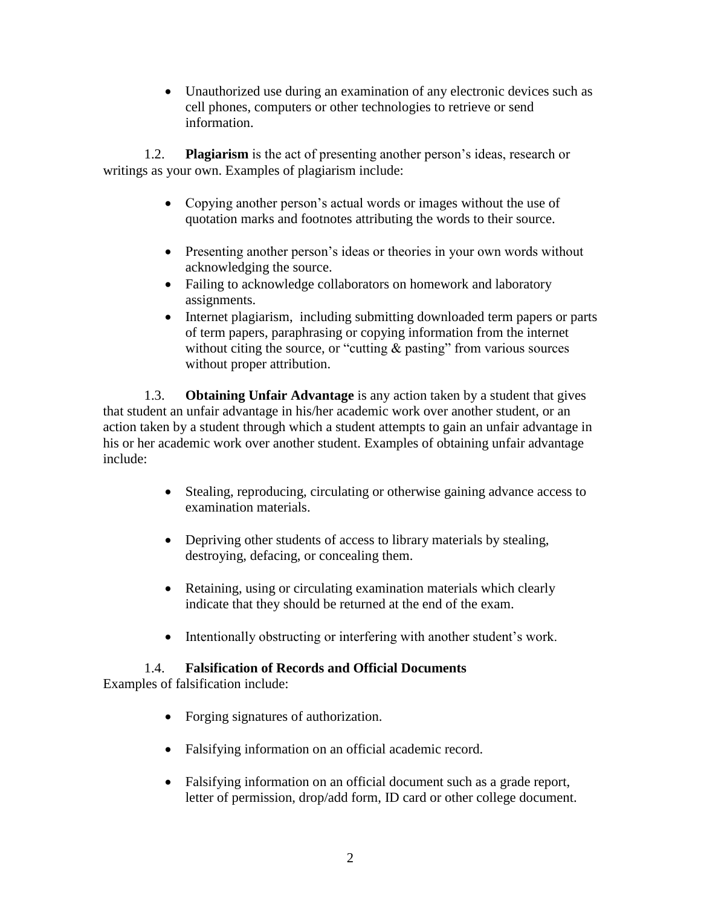- Unauthorized use during an examination of any electronic devices such as cell phones, computers or other technologies to retrieve or send information.

1.2. **Plagiarism** is the act of presenting another person's ideas, research or writings as your own. Examples of plagiarism include:

- Copying another person's actual words or images without the use of quotation marks and footnotes attributing the words to their source.
- Presenting another person's ideas or theories in your own words without acknowledging the source.
- Failing to acknowledge collaborators on homework and laboratory assignments.
- Internet plagiarism, including submitting downloaded term papers or parts of term papers, paraphrasing or copying information from the internet without citing the source, or "cutting & pasting" from various sources without proper attribution.

1.3. **Obtaining Unfair Advantage** is any action taken by a student that gives that student an unfair advantage in his/her academic work over another student, or an action taken by a student through which a student attempts to gain an unfair advantage in his or her academic work over another student. Examples of obtaining unfair advantage include:

- Stealing, reproducing, circulating or otherwise gaining advance access to examination materials.
- Depriving other students of access to library materials by stealing, destroying, defacing, or concealing them.
- Retaining, using or circulating examination materials which clearly indicate that they should be returned at the end of the exam.
- Intentionally obstructing or interfering with another student's work.

1.4. **Falsification of Records and Official Documents**
Examples of falsification include:

- Forging signatures of authorization.
- Falsifying information on an official academic record.
- Falsifying information on an official document such as a grade report, letter of permission, drop/add form, ID card or other college document.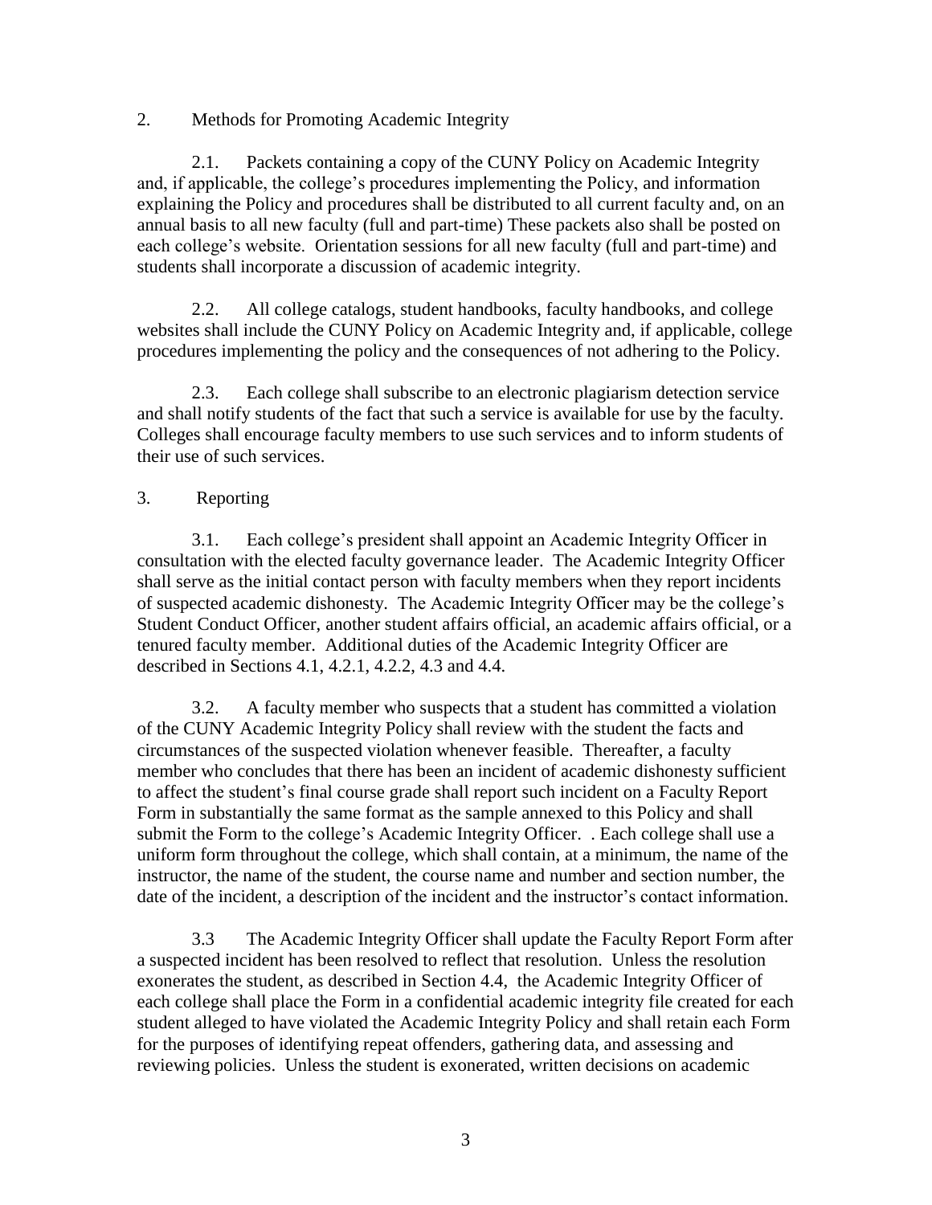## 2. Methods for Promoting Academic Integrity

2.1. Packets containing a copy of the CUNY Policy on Academic Integrity and, if applicable, the college's procedures implementing the Policy, and information explaining the Policy and procedures shall be distributed to all current faculty and, on an annual basis to all new faculty (full and part-time) These packets also shall be posted on each college's website. Orientation sessions for all new faculty (full and part-time) and students shall incorporate a discussion of academic integrity.

2.2. All college catalogs, student handbooks, faculty handbooks, and college websites shall include the CUNY Policy on Academic Integrity and, if applicable, college procedures implementing the policy and the consequences of not adhering to the Policy.

2.3. Each college shall subscribe to an electronic plagiarism detection service and shall notify students of the fact that such a service is available for use by the faculty. Colleges shall encourage faculty members to use such services and to inform students of their use of such services.

## 3. Reporting

3.1. Each college's president shall appoint an Academic Integrity Officer in consultation with the elected faculty governance leader. The Academic Integrity Officer shall serve as the initial contact person with faculty members when they report incidents of suspected academic dishonesty. The Academic Integrity Officer may be the college's Student Conduct Officer, another student affairs official, an academic affairs official, or a tenured faculty member. Additional duties of the Academic Integrity Officer are described in Sections 4.1, 4.2.1, 4.2.2, 4.3 and 4.4.

3.2. A faculty member who suspects that a student has committed a violation of the CUNY Academic Integrity Policy shall review with the student the facts and circumstances of the suspected violation whenever feasible. Thereafter, a faculty member who concludes that there has been an incident of academic dishonesty sufficient to affect the student's final course grade shall report such incident on a Faculty Report Form in substantially the same format as the sample annexed to this Policy and shall submit the Form to the college's Academic Integrity Officer. . Each college shall use a uniform form throughout the college, which shall contain, at a minimum, the name of the instructor, the name of the student, the course name and number and section number, the date of the incident, a description of the incident and the instructor's contact information.

3.3 The Academic Integrity Officer shall update the Faculty Report Form after a suspected incident has been resolved to reflect that resolution. Unless the resolution exonerates the student, as described in Section 4.4, the Academic Integrity Officer of each college shall place the Form in a confidential academic integrity file created for each student alleged to have violated the Academic Integrity Policy and shall retain each Form for the purposes of identifying repeat offenders, gathering data, and assessing and reviewing policies. Unless the student is exonerated, written decisions on academic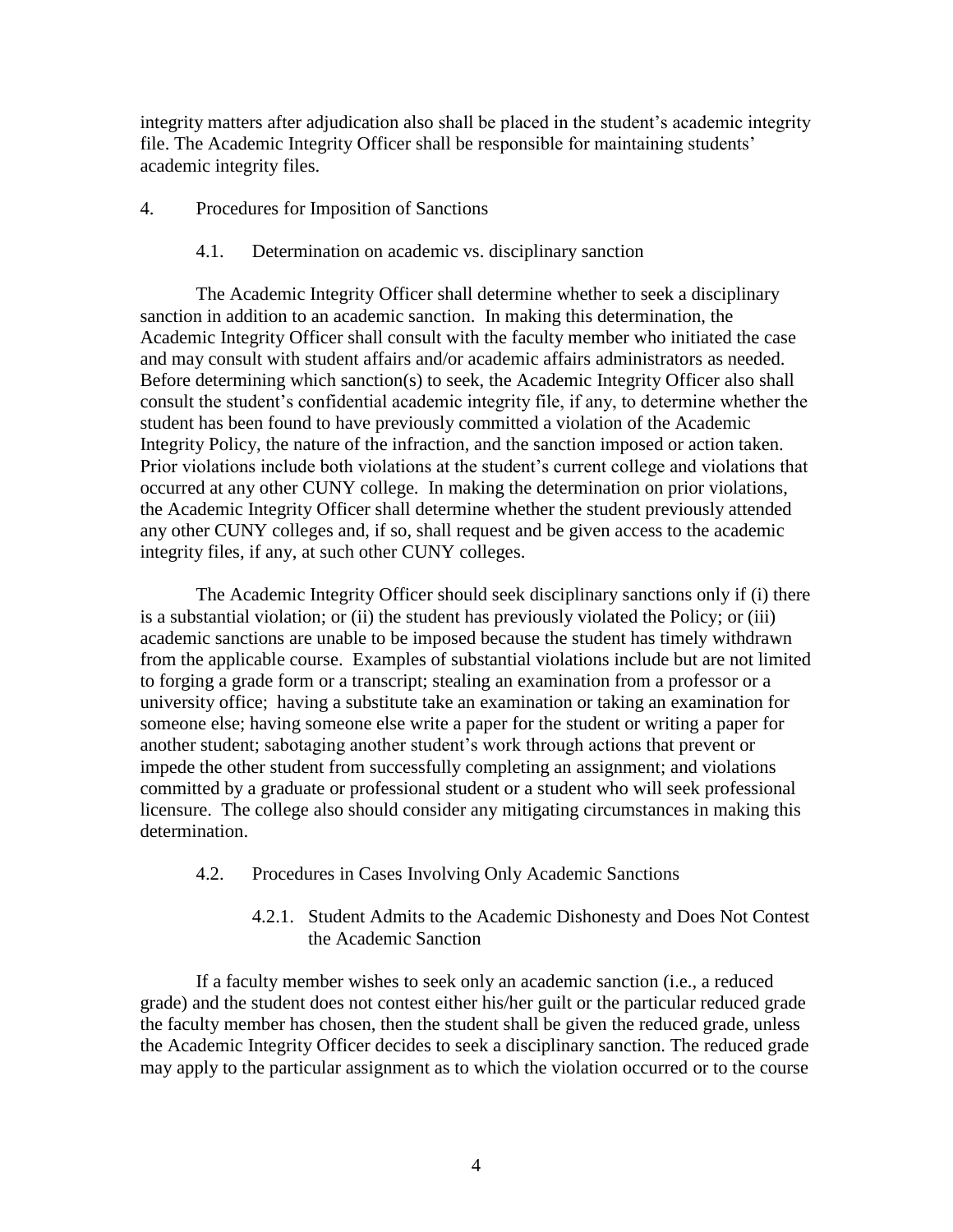integrity matters after adjudication also shall be placed in the student's academic integrity file. The Academic Integrity Officer shall be responsible for maintaining students' academic integrity files.

## 4. Procedures for Imposition of Sanctions

### 4.1. Determination on academic vs. disciplinary sanction

The Academic Integrity Officer shall determine whether to seek a disciplinary sanction in addition to an academic sanction. In making this determination, the Academic Integrity Officer shall consult with the faculty member who initiated the case and may consult with student affairs and/or academic affairs administrators as needed. Before determining which sanction(s) to seek, the Academic Integrity Officer also shall consult the student's confidential academic integrity file, if any, to determine whether the student has been found to have previously committed a violation of the Academic Integrity Policy, the nature of the infraction, and the sanction imposed or action taken. Prior violations include both violations at the student's current college and violations that occurred at any other CUNY college. In making the determination on prior violations, the Academic Integrity Officer shall determine whether the student previously attended any other CUNY colleges and, if so, shall request and be given access to the academic integrity files, if any, at such other CUNY colleges.

The Academic Integrity Officer should seek disciplinary sanctions only if (i) there is a substantial violation; or (ii) the student has previously violated the Policy; or (iii) academic sanctions are unable to be imposed because the student has timely withdrawn from the applicable course. Examples of substantial violations include but are not limited to forging a grade form or a transcript; stealing an examination from a professor or a university office; having a substitute take an examination or taking an examination for someone else; having someone else write a paper for the student or writing a paper for another student; sabotaging another student's work through actions that prevent or impede the other student from successfully completing an assignment; and violations committed by a graduate or professional student or a student who will seek professional licensure. The college also should consider any mitigating circumstances in making this determination.

### 4.2. Procedures in Cases Involving Only Academic Sanctions

#### 4.2.1. Student Admits to the Academic Dishonesty and Does Not Contest the Academic Sanction

If a faculty member wishes to seek only an academic sanction (i.e., a reduced grade) and the student does not contest either his/her guilt or the particular reduced grade the faculty member has chosen, then the student shall be given the reduced grade, unless the Academic Integrity Officer decides to seek a disciplinary sanction. The reduced grade may apply to the particular assignment as to which the violation occurred or to the course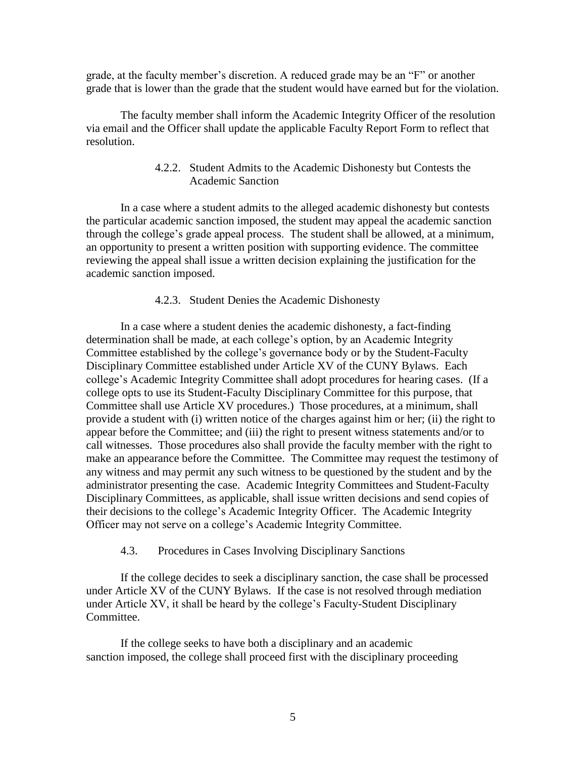grade, at the faculty member's discretion. A reduced grade may be an "F" or another grade that is lower than the grade that the student would have earned but for the violation.

The faculty member shall inform the Academic Integrity Officer of the resolution via email and the Officer shall update the applicable Faculty Report Form to reflect that resolution.

#### 4.2.2. Student Admits to the Academic Dishonesty but Contests the Academic Sanction

In a case where a student admits to the alleged academic dishonesty but contests the particular academic sanction imposed, the student may appeal the academic sanction through the college's grade appeal process. The student shall be allowed, at a minimum, an opportunity to present a written position with supporting evidence. The committee reviewing the appeal shall issue a written decision explaining the justification for the academic sanction imposed.

#### 4.2.3. Student Denies the Academic Dishonesty

In a case where a student denies the academic dishonesty, a fact-finding determination shall be made, at each college's option, by an Academic Integrity Committee established by the college's governance body or by the Student-Faculty Disciplinary Committee established under Article XV of the CUNY Bylaws. Each college's Academic Integrity Committee shall adopt procedures for hearing cases. (If a college opts to use its Student-Faculty Disciplinary Committee for this purpose, that Committee shall use Article XV procedures.) Those procedures, at a minimum, shall provide a student with (i) written notice of the charges against him or her; (ii) the right to appear before the Committee; and (iii) the right to present witness statements and/or to call witnesses. Those procedures also shall provide the faculty member with the right to make an appearance before the Committee. The Committee may request the testimony of any witness and may permit any such witness to be questioned by the student and by the administrator presenting the case. Academic Integrity Committees and Student-Faculty Disciplinary Committees, as applicable, shall issue written decisions and send copies of their decisions to the college's Academic Integrity Officer. The Academic Integrity Officer may not serve on a college's Academic Integrity Committee.

### 4.3. Procedures in Cases Involving Disciplinary Sanctions

If the college decides to seek a disciplinary sanction, the case shall be processed under Article XV of the CUNY Bylaws. If the case is not resolved through mediation under Article XV, it shall be heard by the college's Faculty-Student Disciplinary Committee.

If the college seeks to have both a disciplinary and an academic sanction imposed, the college shall proceed first with the disciplinary proceeding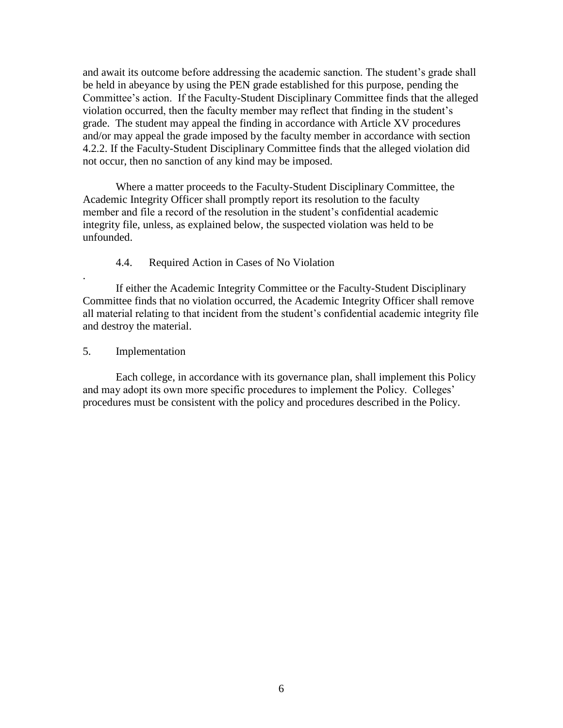and await its outcome before addressing the academic sanction. The student's grade shall be held in abeyance by using the PEN grade established for this purpose, pending the Committee's action. If the Faculty-Student Disciplinary Committee finds that the alleged violation occurred, then the faculty member may reflect that finding in the student's grade. The student may appeal the finding in accordance with Article XV procedures and/or may appeal the grade imposed by the faculty member in accordance with section 4.2.2. If the Faculty-Student Disciplinary Committee finds that the alleged violation did not occur, then no sanction of any kind may be imposed.

Where a matter proceeds to the Faculty-Student Disciplinary Committee, the Academic Integrity Officer shall promptly report its resolution to the faculty member and file a record of the resolution in the student's confidential academic integrity file, unless, as explained below, the suspected violation was held to be unfounded.

### 4.4. Required Action in Cases of No Violation

.

If either the Academic Integrity Committee or the Faculty-Student Disciplinary Committee finds that no violation occurred, the Academic Integrity Officer shall remove all material relating to that incident from the student's confidential academic integrity file and destroy the material.

## 5. Implementation

Each college, in accordance with its governance plan, shall implement this Policy and may adopt its own more specific procedures to implement the Policy. Colleges' procedures must be consistent with the policy and procedures described in the Policy.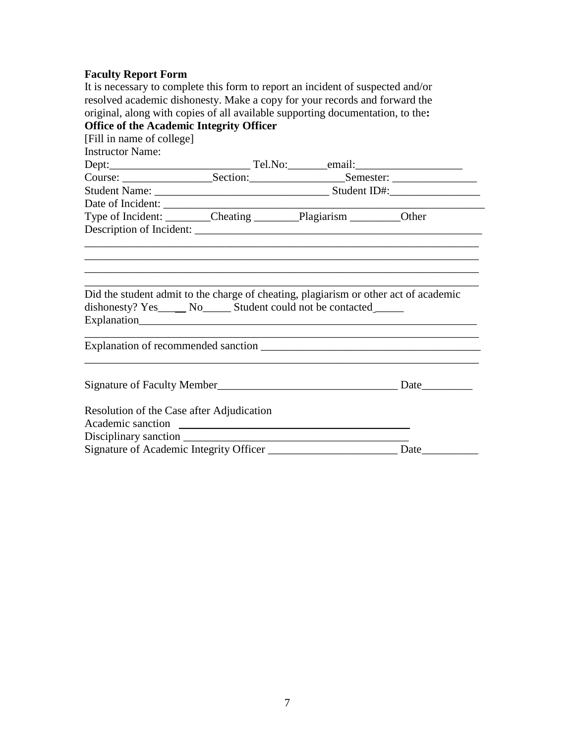**Faculty Report Form**

It is necessary to complete this form to report an incident of suspected and/or resolved academic dishonesty. Make a copy for your records and forward the original, along with copies of all available supporting documentation, to the**:**

**Office of the Academic Integrity Officer**

[Fill in name of college]

Instructor Name:

Dept:_________________________ Tel.No:_______email:___________________

Course: ________________Section:________________Semester: _______________

Student Name: ________________________________ Student ID#:________________

Date of Incident: ____________________________________________________________

Type of Incident: ________Cheating ________Plagiarism _________Other

Description of Incident: ____________________________________________________

________________________________________________________________________

________________________________________________________________________

________________________________________________________________________

________________________________________________________________________

Did the student admit to the charge of cheating, plagiarism or other act of academic dishonesty? Yes_____ No_____ Student could not be contacted_____

Explanation______________________________________________________________

________________________________________________________________________

Explanation of recommended sanction ________________________________________

________________________________________________________________________

Signature of Faculty Member________________________________ Date_________

Resolution of the Case after Adjudication

Academic sanction __________________________________________

Disciplinary sanction ________________________________________

Signature of Academic Integrity Officer _______________________ Date__________